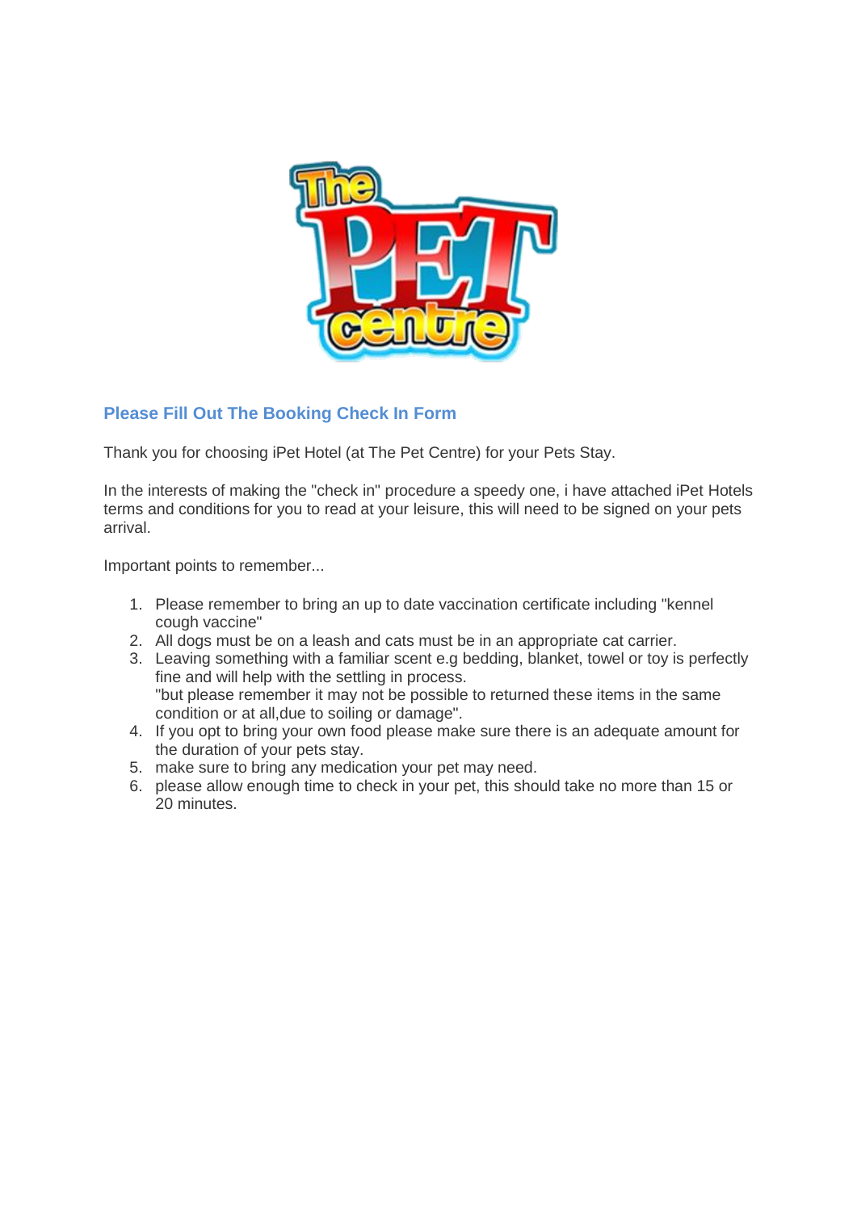## Please Fill Out The Booking Check In Form

Thank you for choosing iPet Hotel (at The Pet Centre) for your Pets Stay.

In the interests of making the "check in" procedure a speedy one, i have attached iPet Hotels terms and conditions for you to read at your leisure, this will need to be signed on your pets arrival.

Important points to remember...

1. Please remember to bring an up to date vaccination certificate including "kennel cough vaccine"
2. All dogs must be on a leash and cats must be in an appropriate cat carrier.
3. Leaving something with a familiar scent e.g bedding, blanket, towel or toy is perfectly fine and will help with the settling in process.
   "but please remember it may not be possible to returned these items in the same condition or at all,due to soiling or damage".
4. If you opt to bring your own food please make sure there is an adequate amount for the duration of your pets stay.
5. make sure to bring any medication your pet may need.
6. please allow enough time to check in your pet, this should take no more than 15 or 20 minutes.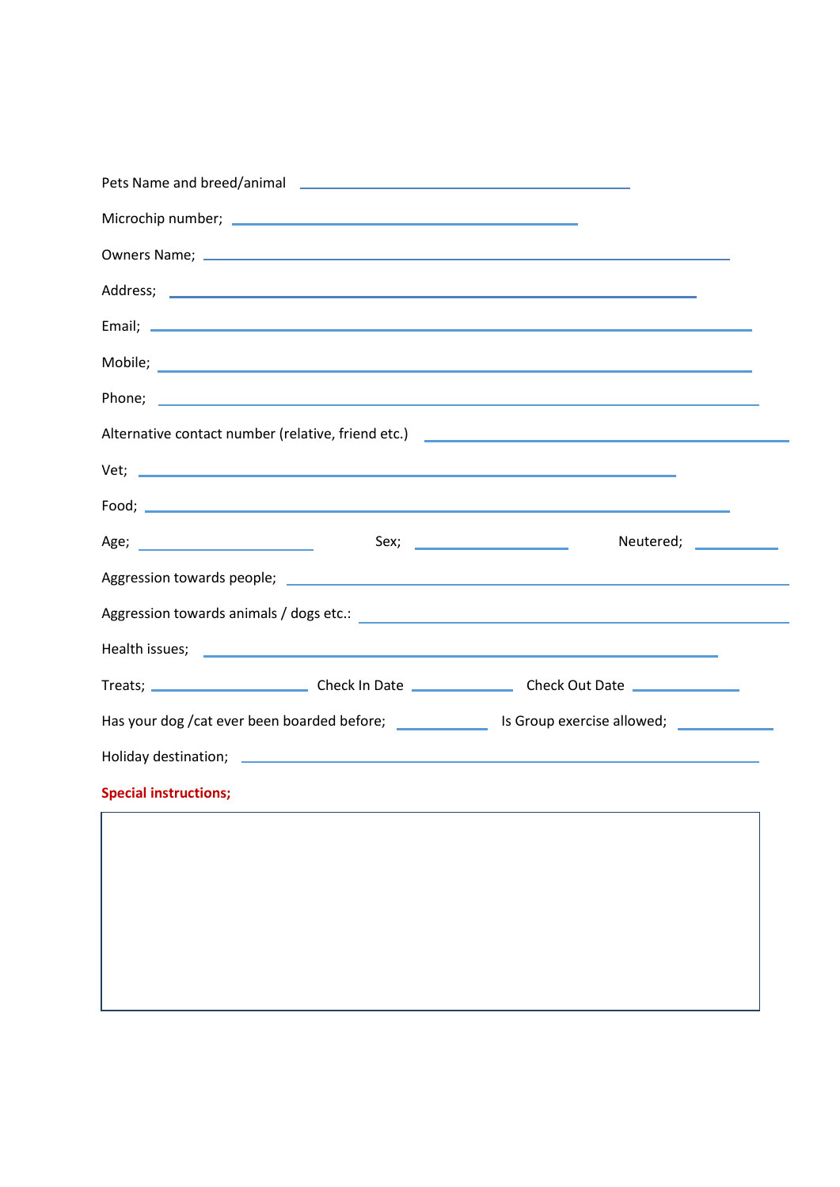Pets Name and breed/animal ______________________________

Microchip number; ______________________________

Owners Name; ______________________________

Address; ______________________________

Email; ______________________________

Mobile; ______________________________

Phone; ______________________________

Alternative contact number (relative, friend etc.) ______________________________

Vet; ______________________________

Food; ______________________________

Age; ______________ Sex; ______________ Neutered; ______________

Aggression towards people; ______________________________

Aggression towards animals / dogs etc.: ______________________________

Health issues; ______________________________

Treats; ______________ Check In Date ______________ Check Out Date ______________

Has your dog /cat ever been boarded before; ______________ Is Group exercise allowed; ______________

Holiday destination; ______________________________

**Special instructions;**

|   |
|---|
|   |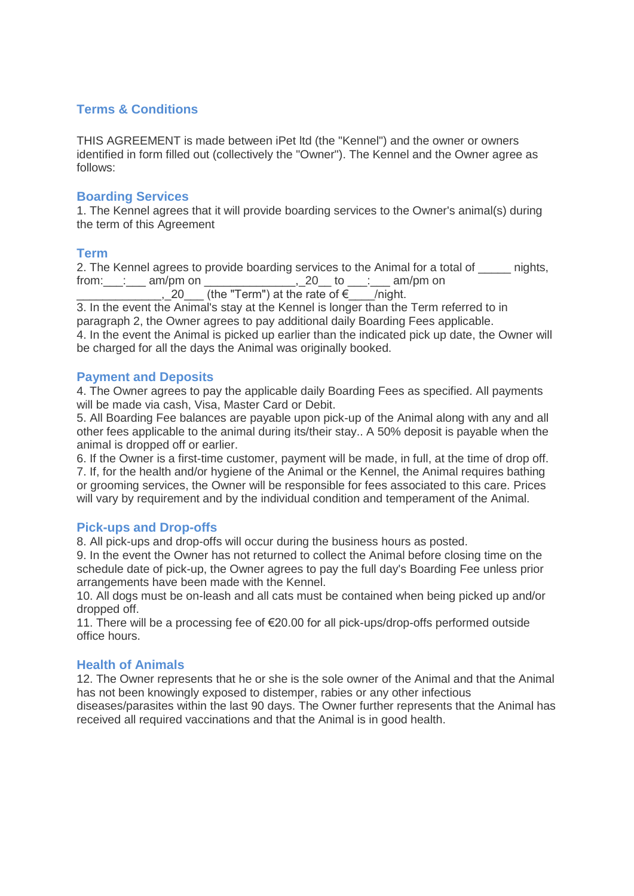## Terms & Conditions

THIS AGREEMENT is made between iPet ltd (the "Kennel") and the owner or owners identified in form filled out (collectively the "Owner"). The Kennel and the Owner agree as follows:

### Boarding Services

1. The Kennel agrees that it will provide boarding services to the Owner's animal(s) during the term of this Agreement

### Term

2. The Kennel agrees to provide boarding services to the Animal for a total of _____ nights, from:___:___ am/pm on ______________,_20__ to ___:___ am/pm on _____________,_20___ (the "Term") at the rate of €____/night.
3. In the event the Animal's stay at the Kennel is longer than the Term referred to in paragraph 2, the Owner agrees to pay additional daily Boarding Fees applicable.
4. In the event the Animal is picked up earlier than the indicated pick up date, the Owner will be charged for all the days the Animal was originally booked.

### Payment and Deposits

4. The Owner agrees to pay the applicable daily Boarding Fees as specified. All payments will be made via cash, Visa, Master Card or Debit.
5. All Boarding Fee balances are payable upon pick-up of the Animal along with any and all other fees applicable to the animal during its/their stay.. A 50% deposit is payable when the animal is dropped off or earlier.
6. If the Owner is a first-time customer, payment will be made, in full, at the time of drop off.
7. If, for the health and/or hygiene of the Animal or the Kennel, the Animal requires bathing or grooming services, the Owner will be responsible for fees associated to this care. Prices will vary by requirement and by the individual condition and temperament of the Animal.

### Pick-ups and Drop-offs

8. All pick-ups and drop-offs will occur during the business hours as posted.
9. In the event the Owner has not returned to collect the Animal before closing time on the schedule date of pick-up, the Owner agrees to pay the full day's Boarding Fee unless prior arrangements have been made with the Kennel.
10. All dogs must be on-leash and all cats must be contained when being picked up and/or dropped off.
11. There will be a processing fee of €20.00 for all pick-ups/drop-offs performed outside office hours.

### Health of Animals

12. The Owner represents that he or she is the sole owner of the Animal and that the Animal has not been knowingly exposed to distemper, rabies or any other infectious diseases/parasites within the last 90 days. The Owner further represents that the Animal has received all required vaccinations and that the Animal is in good health.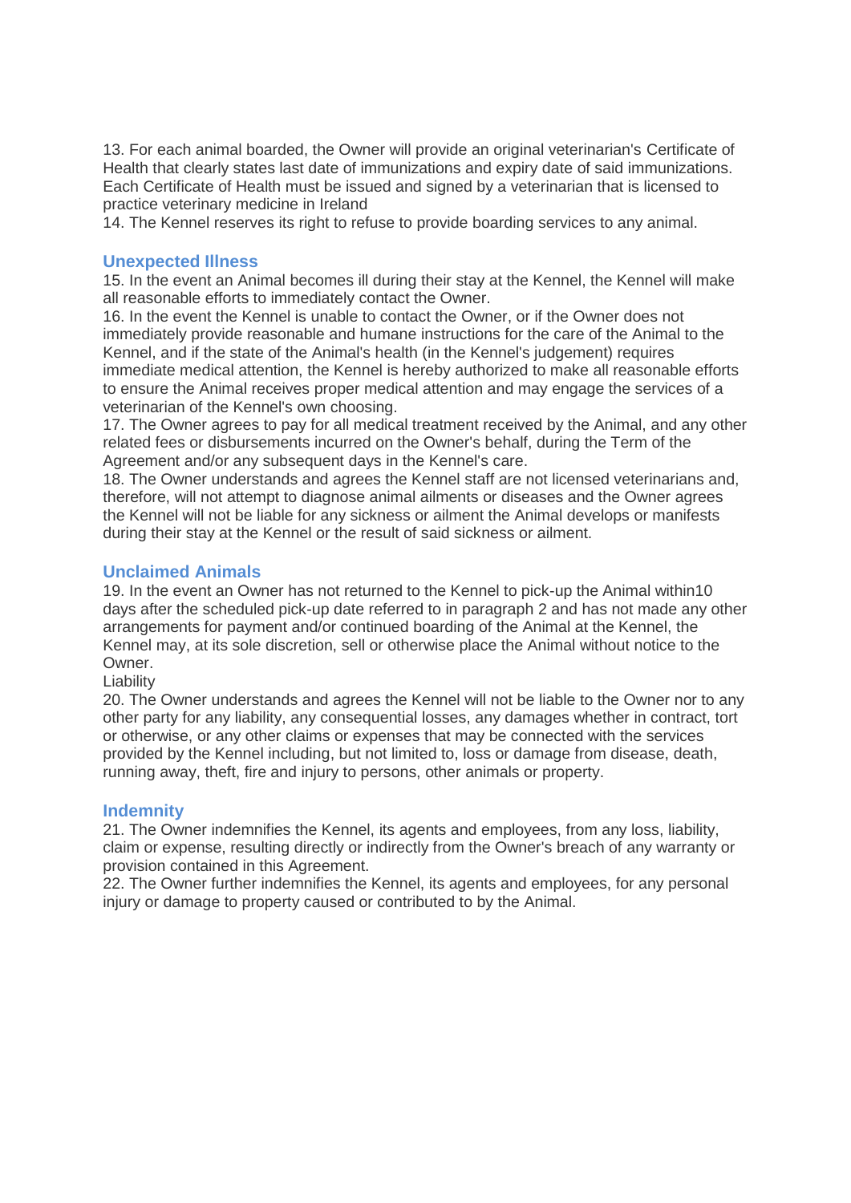13. For each animal boarded, the Owner will provide an original veterinarian's Certificate of Health that clearly states last date of immunizations and expiry date of said immunizations. Each Certificate of Health must be issued and signed by a veterinarian that is licensed to practice veterinary medicine in Ireland

14. The Kennel reserves its right to refuse to provide boarding services to any animal.

## Unexpected Illness

15. In the event an Animal becomes ill during their stay at the Kennel, the Kennel will make all reasonable efforts to immediately contact the Owner.

16. In the event the Kennel is unable to contact the Owner, or if the Owner does not immediately provide reasonable and humane instructions for the care of the Animal to the Kennel, and if the state of the Animal's health (in the Kennel's judgement) requires immediate medical attention, the Kennel is hereby authorized to make all reasonable efforts to ensure the Animal receives proper medical attention and may engage the services of a veterinarian of the Kennel's own choosing.

17. The Owner agrees to pay for all medical treatment received by the Animal, and any other related fees or disbursements incurred on the Owner's behalf, during the Term of the Agreement and/or any subsequent days in the Kennel's care.

18. The Owner understands and agrees the Kennel staff are not licensed veterinarians and, therefore, will not attempt to diagnose animal ailments or diseases and the Owner agrees the Kennel will not be liable for any sickness or ailment the Animal develops or manifests during their stay at the Kennel or the result of said sickness or ailment.

## Unclaimed Animals

19. In the event an Owner has not returned to the Kennel to pick-up the Animal within10 days after the scheduled pick-up date referred to in paragraph 2 and has not made any other arrangements for payment and/or continued boarding of the Animal at the Kennel, the Kennel may, at its sole discretion, sell or otherwise place the Animal without notice to the Owner.

Liability

20. The Owner understands and agrees the Kennel will not be liable to the Owner nor to any other party for any liability, any consequential losses, any damages whether in contract, tort or otherwise, or any other claims or expenses that may be connected with the services provided by the Kennel including, but not limited to, loss or damage from disease, death, running away, theft, fire and injury to persons, other animals or property.

## Indemnity

21. The Owner indemnifies the Kennel, its agents and employees, from any loss, liability, claim or expense, resulting directly or indirectly from the Owner's breach of any warranty or provision contained in this Agreement.

22. The Owner further indemnifies the Kennel, its agents and employees, for any personal injury or damage to property caused or contributed to by the Animal.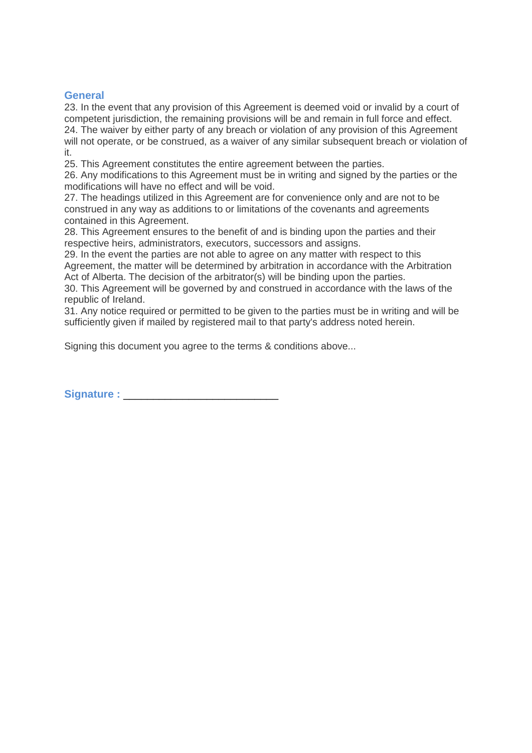## General

23. In the event that any provision of this Agreement is deemed void or invalid by a court of competent jurisdiction, the remaining provisions will be and remain in full force and effect.
24. The waiver by either party of any breach or violation of any provision of this Agreement will not operate, or be construed, as a waiver of any similar subsequent breach or violation of it.
25. This Agreement constitutes the entire agreement between the parties.
26. Any modifications to this Agreement must be in writing and signed by the parties or the modifications will have no effect and will be void.
27. The headings utilized in this Agreement are for convenience only and are not to be construed in any way as additions to or limitations of the covenants and agreements contained in this Agreement.
28. This Agreement ensures to the benefit of and is binding upon the parties and their respective heirs, administrators, executors, successors and assigns.
29. In the event the parties are not able to agree on any matter with respect to this Agreement, the matter will be determined by arbitration in accordance with the Arbitration Act of Alberta. The decision of the arbitrator(s) will be binding upon the parties.
30. This Agreement will be governed by and construed in accordance with the laws of the republic of Ireland.
31. Any notice required or permitted to be given to the parties must be in writing and will be sufficiently given if mailed by registered mail to that party's address noted herein.

Signing this document you agree to the terms & conditions above...

**Signature :** ___________________________